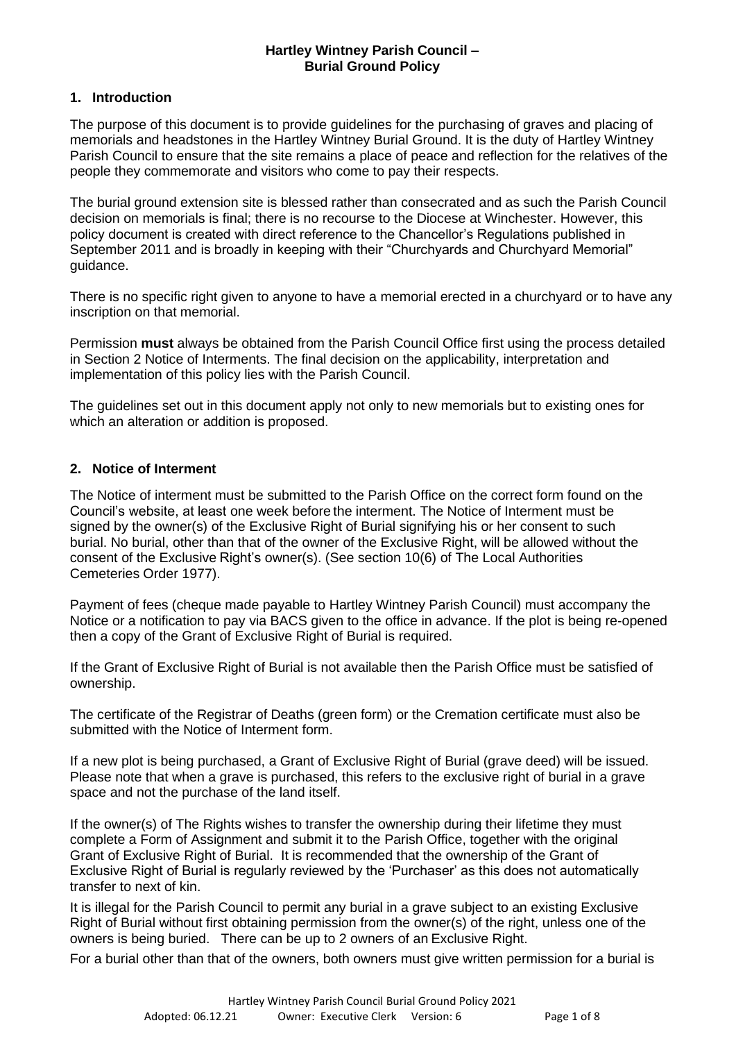# Hartley Wintney Parish Council – Burial Ground Policy

## 1. Introduction

The purpose of this document is to provide guidelines for the purchasing of graves and placing of memorials and headstones in the Hartley Wintney Burial Ground. It is the duty of Hartley Wintney Parish Council to ensure that the site remains a place of peace and reflection for the relatives of the people they commemorate and visitors who come to pay their respects.

The burial ground extension site is blessed rather than consecrated and as such the Parish Council decision on memorials is final; there is no recourse to the Diocese at Winchester. However, this policy document is created with direct reference to the Chancellor's Regulations published in September 2011 and is broadly in keeping with their "Churchyards and Churchyard Memorial" guidance.

There is no specific right given to anyone to have a memorial erected in a churchyard or to have any inscription on that memorial.

Permission **must** always be obtained from the Parish Council Office first using the process detailed in Section 2 Notice of Interments. The final decision on the applicability, interpretation and implementation of this policy lies with the Parish Council.

The guidelines set out in this document apply not only to new memorials but to existing ones for which an alteration or addition is proposed.

## 2. Notice of Interment

The Notice of interment must be submitted to the Parish Office on the correct form found on the Council's website, at least one week before the interment. The Notice of Interment must be signed by the owner(s) of the Exclusive Right of Burial signifying his or her consent to such burial. No burial, other than that of the owner of the Exclusive Right, will be allowed without the consent of the Exclusive Right's owner(s). (See section 10(6) of The Local Authorities Cemeteries Order 1977).

Payment of fees (cheque made payable to Hartley Wintney Parish Council) must accompany the Notice or a notification to pay via BACS given to the office in advance. If the plot is being re-opened then a copy of the Grant of Exclusive Right of Burial is required.

If the Grant of Exclusive Right of Burial is not available then the Parish Office must be satisfied of ownership.

The certificate of the Registrar of Deaths (green form) or the Cremation certificate must also be submitted with the Notice of Interment form.

If a new plot is being purchased, a Grant of Exclusive Right of Burial (grave deed) will be issued. Please note that when a grave is purchased, this refers to the exclusive right of burial in a grave space and not the purchase of the land itself.

If the owner(s) of The Rights wishes to transfer the ownership during their lifetime they must complete a Form of Assignment and submit it to the Parish Office, together with the original Grant of Exclusive Right of Burial. It is recommended that the ownership of the Grant of Exclusive Right of Burial is regularly reviewed by the 'Purchaser' as this does not automatically transfer to next of kin.

It is illegal for the Parish Council to permit any burial in a grave subject to an existing Exclusive Right of Burial without first obtaining permission from the owner(s) of the right, unless one of the owners is being buried. There can be up to 2 owners of an Exclusive Right.

For a burial other than that of the owners, both owners must give written permission for a burial is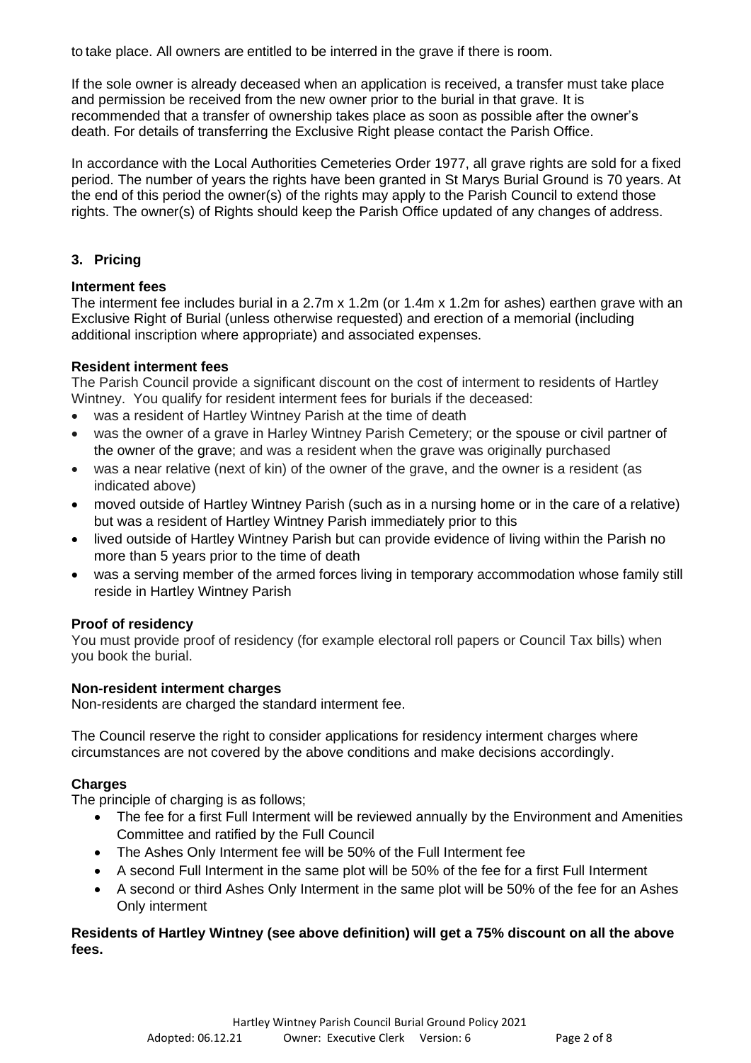to take place. All owners are entitled to be interred in the grave if there is room.

If the sole owner is already deceased when an application is received, a transfer must take place and permission be received from the new owner prior to the burial in that grave. It is recommended that a transfer of ownership takes place as soon as possible after the owner's death. For details of transferring the Exclusive Right please contact the Parish Office.

In accordance with the Local Authorities Cemeteries Order 1977, all grave rights are sold for a fixed period. The number of years the rights have been granted in St Marys Burial Ground is 70 years. At the end of this period the owner(s) of the rights may apply to the Parish Council to extend those rights. The owner(s) of Rights should keep the Parish Office updated of any changes of address.

## 3. Pricing

**Interment fees**

The interment fee includes burial in a 2.7m x 1.2m (or 1.4m x 1.2m for ashes) earthen grave with an Exclusive Right of Burial (unless otherwise requested) and erection of a memorial (including additional inscription where appropriate) and associated expenses.

**Resident interment fees**

The Parish Council provide a significant discount on the cost of interment to residents of Hartley Wintney. You qualify for resident interment fees for burials if the deceased:

- was a resident of Hartley Wintney Parish at the time of death
- was the owner of a grave in Harley Wintney Parish Cemetery; or the spouse or civil partner of the owner of the grave; and was a resident when the grave was originally purchased
- was a near relative (next of kin) of the owner of the grave, and the owner is a resident (as indicated above)
- moved outside of Hartley Wintney Parish (such as in a nursing home or in the care of a relative) but was a resident of Hartley Wintney Parish immediately prior to this
- lived outside of Hartley Wintney Parish but can provide evidence of living within the Parish no more than 5 years prior to the time of death
- was a serving member of the armed forces living in temporary accommodation whose family still reside in Hartley Wintney Parish

**Proof of residency**

You must provide proof of residency (for example electoral roll papers or Council Tax bills) when you book the burial.

**Non-resident interment charges**

Non-residents are charged the standard interment fee.

The Council reserve the right to consider applications for residency interment charges where circumstances are not covered by the above conditions and make decisions accordingly.

**Charges**

The principle of charging is as follows;

- The fee for a first Full Interment will be reviewed annually by the Environment and Amenities Committee and ratified by the Full Council
- The Ashes Only Interment fee will be 50% of the Full Interment fee
- A second Full Interment in the same plot will be 50% of the fee for a first Full Interment
- A second or third Ashes Only Interment in the same plot will be 50% of the fee for an Ashes Only interment

**Residents of Hartley Wintney (see above definition) will get a 75% discount on all the above fees.**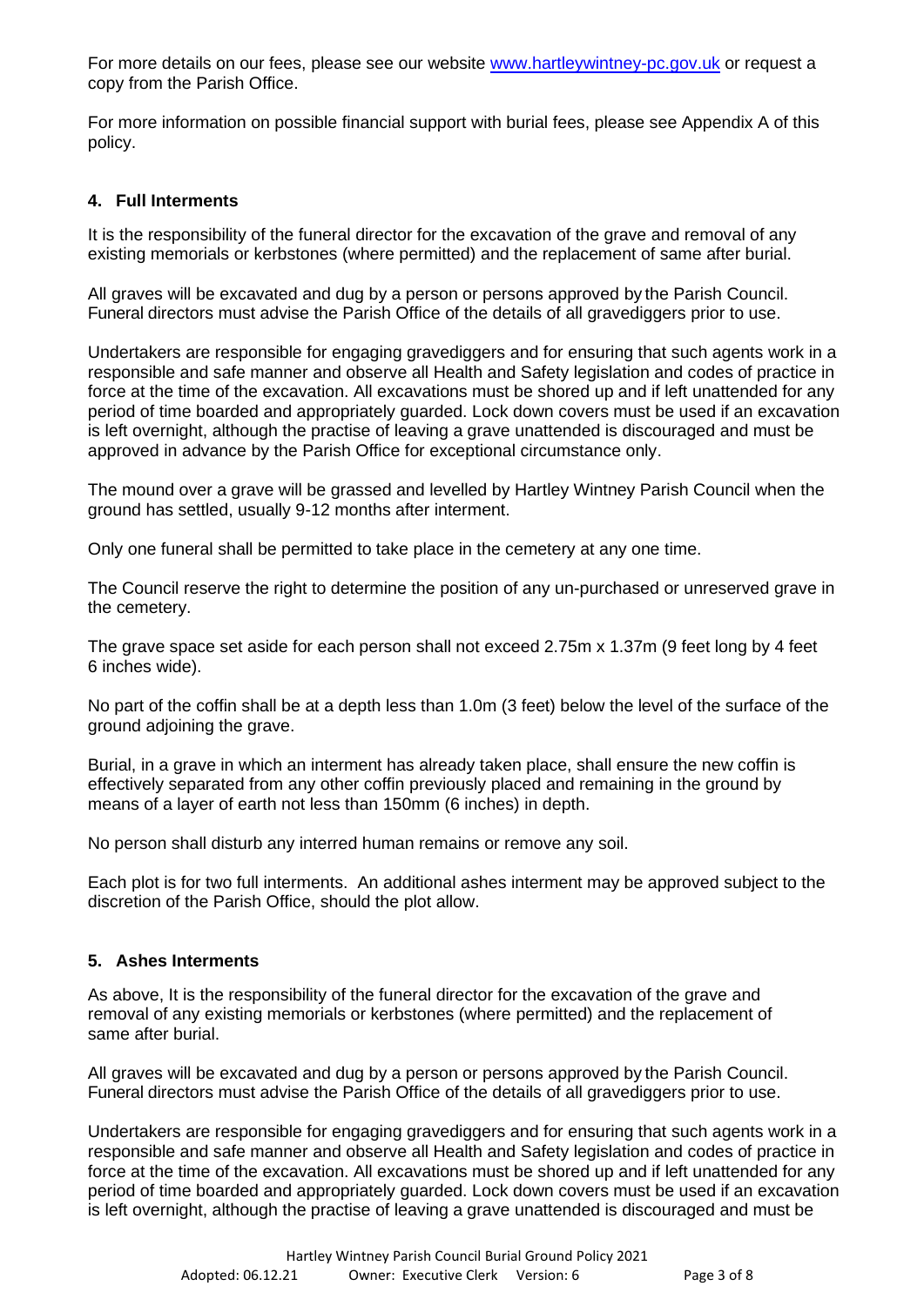For more details on our fees, please see our website [www.hartleywintney-pc.gov.uk](http://www.hartleywintney-pc.gov.uk) or request a copy from the Parish Office.

For more information on possible financial support with burial fees, please see Appendix A of this policy.

## 4. Full Interments

It is the responsibility of the funeral director for the excavation of the grave and removal of any existing memorials or kerbstones (where permitted) and the replacement of same after burial.

All graves will be excavated and dug by a person or persons approved by the Parish Council. Funeral directors must advise the Parish Office of the details of all gravediggers prior to use.

Undertakers are responsible for engaging gravediggers and for ensuring that such agents work in a responsible and safe manner and observe all Health and Safety legislation and codes of practice in force at the time of the excavation. All excavations must be shored up and if left unattended for any period of time boarded and appropriately guarded. Lock down covers must be used if an excavation is left overnight, although the practise of leaving a grave unattended is discouraged and must be approved in advance by the Parish Office for exceptional circumstance only.

The mound over a grave will be grassed and levelled by Hartley Wintney Parish Council when the ground has settled, usually 9-12 months after interment.

Only one funeral shall be permitted to take place in the cemetery at any one time.

The Council reserve the right to determine the position of any un-purchased or unreserved grave in the cemetery.

The grave space set aside for each person shall not exceed 2.75m x 1.37m (9 feet long by 4 feet 6 inches wide).

No part of the coffin shall be at a depth less than 1.0m (3 feet) below the level of the surface of the ground adjoining the grave.

Burial, in a grave in which an interment has already taken place, shall ensure the new coffin is effectively separated from any other coffin previously placed and remaining in the ground by means of a layer of earth not less than 150mm (6 inches) in depth.

No person shall disturb any interred human remains or remove any soil.

Each plot is for two full interments. An additional ashes interment may be approved subject to the discretion of the Parish Office, should the plot allow.

## 5. Ashes Interments

As above, It is the responsibility of the funeral director for the excavation of the grave and removal of any existing memorials or kerbstones (where permitted) and the replacement of same after burial.

All graves will be excavated and dug by a person or persons approved by the Parish Council. Funeral directors must advise the Parish Office of the details of all gravediggers prior to use.

Undertakers are responsible for engaging gravediggers and for ensuring that such agents work in a responsible and safe manner and observe all Health and Safety legislation and codes of practice in force at the time of the excavation. All excavations must be shored up and if left unattended for any period of time boarded and appropriately guarded. Lock down covers must be used if an excavation is left overnight, although the practise of leaving a grave unattended is discouraged and must be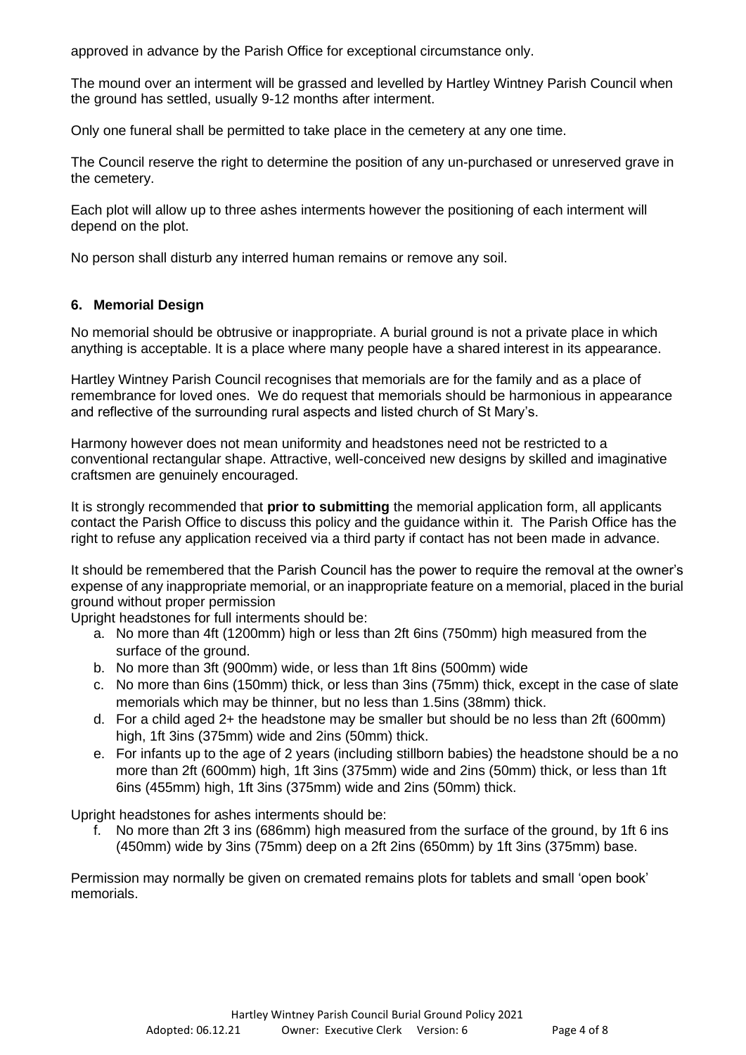approved in advance by the Parish Office for exceptional circumstance only.

The mound over an interment will be grassed and levelled by Hartley Wintney Parish Council when the ground has settled, usually 9-12 months after interment.

Only one funeral shall be permitted to take place in the cemetery at any one time.

The Council reserve the right to determine the position of any un-purchased or unreserved grave in the cemetery.

Each plot will allow up to three ashes interments however the positioning of each interment will depend on the plot.

No person shall disturb any interred human remains or remove any soil.

## 6. Memorial Design

No memorial should be obtrusive or inappropriate. A burial ground is not a private place in which anything is acceptable. It is a place where many people have a shared interest in its appearance.

Hartley Wintney Parish Council recognises that memorials are for the family and as a place of remembrance for loved ones. We do request that memorials should be harmonious in appearance and reflective of the surrounding rural aspects and listed church of St Mary's.

Harmony however does not mean uniformity and headstones need not be restricted to a conventional rectangular shape. Attractive, well-conceived new designs by skilled and imaginative craftsmen are genuinely encouraged.

It is strongly recommended that **prior to submitting** the memorial application form, all applicants contact the Parish Office to discuss this policy and the guidance within it. The Parish Office has the right to refuse any application received via a third party if contact has not been made in advance.

It should be remembered that the Parish Council has the power to require the removal at the owner's expense of any inappropriate memorial, or an inappropriate feature on a memorial, placed in the burial ground without proper permission

Upright headstones for full interments should be:

a. No more than 4ft (1200mm) high or less than 2ft 6ins (750mm) high measured from the surface of the ground.
b. No more than 3ft (900mm) wide, or less than 1ft 8ins (500mm) wide
c. No more than 6ins (150mm) thick, or less than 3ins (75mm) thick, except in the case of slate memorials which may be thinner, but no less than 1.5ins (38mm) thick.
d. For a child aged 2+ the headstone may be smaller but should be no less than 2ft (600mm) high, 1ft 3ins (375mm) wide and 2ins (50mm) thick.
e. For infants up to the age of 2 years (including stillborn babies) the headstone should be a no more than 2ft (600mm) high, 1ft 3ins (375mm) wide and 2ins (50mm) thick, or less than 1ft 6ins (455mm) high, 1ft 3ins (375mm) wide and 2ins (50mm) thick.

Upright headstones for ashes interments should be:

f. No more than 2ft 3 ins (686mm) high measured from the surface of the ground, by 1ft 6 ins (450mm) wide by 3ins (75mm) deep on a 2ft 2ins (650mm) by 1ft 3ins (375mm) base.

Permission may normally be given on cremated remains plots for tablets and small 'open book' memorials.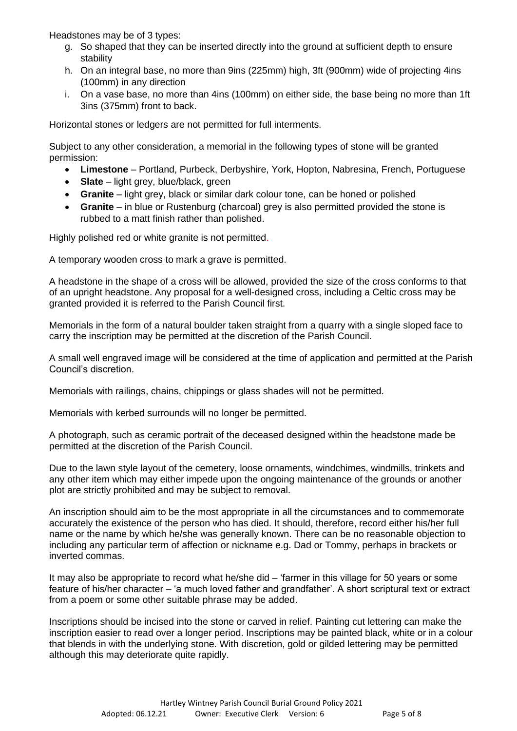Headstones may be of 3 types:

g. So shaped that they can be inserted directly into the ground at sufficient depth to ensure stability
h. On an integral base, no more than 9ins (225mm) high, 3ft (900mm) wide of projecting 4ins (100mm) in any direction
i. On a vase base, no more than 4ins (100mm) on either side, the base being no more than 1ft 3ins (375mm) front to back.

Horizontal stones or ledgers are not permitted for full interments.

Subject to any other consideration, a memorial in the following types of stone will be granted permission:

- **Limestone** – Portland, Purbeck, Derbyshire, York, Hopton, Nabresina, French, Portuguese
- **Slate** – light grey, blue/black, green
- **Granite** – light grey, black or similar dark colour tone, can be honed or polished
- **Granite** – in blue or Rustenburg (charcoal) grey is also permitted provided the stone is rubbed to a matt finish rather than polished.

Highly polished red or white granite is not permitted.

A temporary wooden cross to mark a grave is permitted.

A headstone in the shape of a cross will be allowed, provided the size of the cross conforms to that of an upright headstone. Any proposal for a well-designed cross, including a Celtic cross may be granted provided it is referred to the Parish Council first.

Memorials in the form of a natural boulder taken straight from a quarry with a single sloped face to carry the inscription may be permitted at the discretion of the Parish Council.

A small well engraved image will be considered at the time of application and permitted at the Parish Council's discretion.

Memorials with railings, chains, chippings or glass shades will not be permitted.

Memorials with kerbed surrounds will no longer be permitted.

A photograph, such as ceramic portrait of the deceased designed within the headstone made be permitted at the discretion of the Parish Council.

Due to the lawn style layout of the cemetery, loose ornaments, windchimes, windmills, trinkets and any other item which may either impede upon the ongoing maintenance of the grounds or another plot are strictly prohibited and may be subject to removal.

An inscription should aim to be the most appropriate in all the circumstances and to commemorate accurately the existence of the person who has died. It should, therefore, record either his/her full name or the name by which he/she was generally known. There can be no reasonable objection to including any particular term of affection or nickname e.g. Dad or Tommy, perhaps in brackets or inverted commas.

It may also be appropriate to record what he/she did – 'farmer in this village for 50 years or some feature of his/her character – 'a much loved father and grandfather'. A short scriptural text or extract from a poem or some other suitable phrase may be added.

Inscriptions should be incised into the stone or carved in relief. Painting cut lettering can make the inscription easier to read over a longer period. Inscriptions may be painted black, white or in a colour that blends in with the underlying stone. With discretion, gold or gilded lettering may be permitted although this may deteriorate quite rapidly.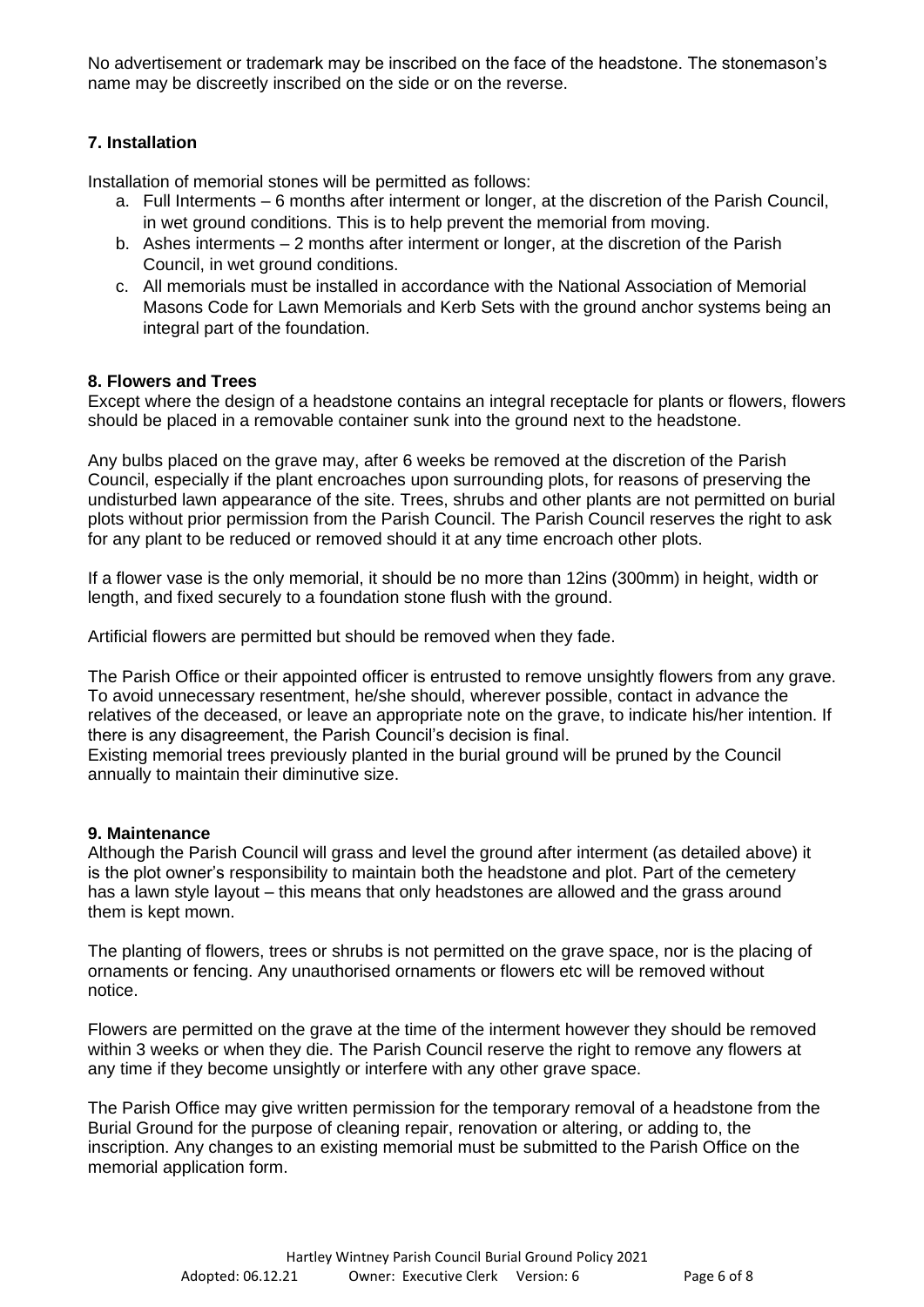No advertisement or trademark may be inscribed on the face of the headstone. The stonemason's name may be discreetly inscribed on the side or on the reverse.

### 7. Installation

Installation of memorial stones will be permitted as follows:

a. Full Interments – 6 months after interment or longer, at the discretion of the Parish Council, in wet ground conditions. This is to help prevent the memorial from moving.
b. Ashes interments – 2 months after interment or longer, at the discretion of the Parish Council, in wet ground conditions.
c. All memorials must be installed in accordance with the National Association of Memorial Masons Code for Lawn Memorials and Kerb Sets with the ground anchor systems being an integral part of the foundation.

### 8. Flowers and Trees

Except where the design of a headstone contains an integral receptacle for plants or flowers, flowers should be placed in a removable container sunk into the ground next to the headstone.

Any bulbs placed on the grave may, after 6 weeks be removed at the discretion of the Parish Council, especially if the plant encroaches upon surrounding plots, for reasons of preserving the undisturbed lawn appearance of the site. Trees, shrubs and other plants are not permitted on burial plots without prior permission from the Parish Council. The Parish Council reserves the right to ask for any plant to be reduced or removed should it at any time encroach other plots.

If a flower vase is the only memorial, it should be no more than 12ins (300mm) in height, width or length, and fixed securely to a foundation stone flush with the ground.

Artificial flowers are permitted but should be removed when they fade.

The Parish Office or their appointed officer is entrusted to remove unsightly flowers from any grave. To avoid unnecessary resentment, he/she should, wherever possible, contact in advance the relatives of the deceased, or leave an appropriate note on the grave, to indicate his/her intention. If there is any disagreement, the Parish Council's decision is final.
Existing memorial trees previously planted in the burial ground will be pruned by the Council annually to maintain their diminutive size.

### 9. Maintenance

Although the Parish Council will grass and level the ground after interment (as detailed above) it is the plot owner's responsibility to maintain both the headstone and plot. Part of the cemetery has a lawn style layout – this means that only headstones are allowed and the grass around them is kept mown.

The planting of flowers, trees or shrubs is not permitted on the grave space, nor is the placing of ornaments or fencing. Any unauthorised ornaments or flowers etc will be removed without notice.

Flowers are permitted on the grave at the time of the interment however they should be removed within 3 weeks or when they die. The Parish Council reserve the right to remove any flowers at any time if they become unsightly or interfere with any other grave space.

The Parish Office may give written permission for the temporary removal of a headstone from the Burial Ground for the purpose of cleaning repair, renovation or altering, or adding to, the inscription. Any changes to an existing memorial must be submitted to the Parish Office on the memorial application form.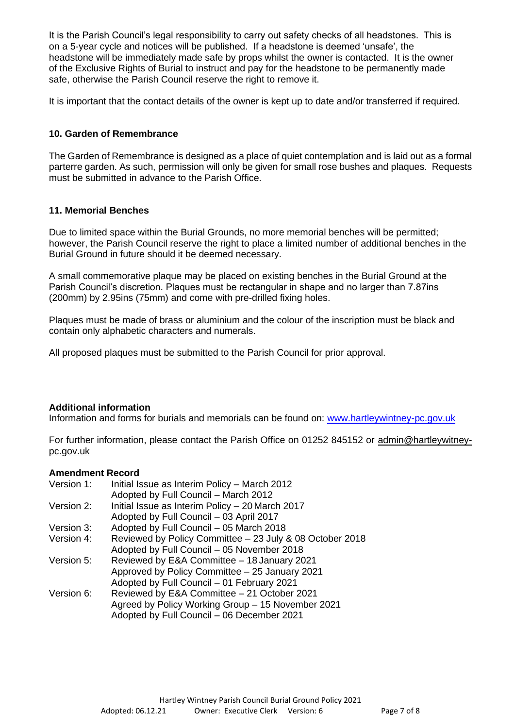It is the Parish Council's legal responsibility to carry out safety checks of all headstones. This is on a 5-year cycle and notices will be published. If a headstone is deemed 'unsafe', the headstone will be immediately made safe by props whilst the owner is contacted. It is the owner of the Exclusive Rights of Burial to instruct and pay for the headstone to be permanently made safe, otherwise the Parish Council reserve the right to remove it.

It is important that the contact details of the owner is kept up to date and/or transferred if required.

## 10. Garden of Remembrance

The Garden of Remembrance is designed as a place of quiet contemplation and is laid out as a formal parterre garden. As such, permission will only be given for small rose bushes and plaques. Requests must be submitted in advance to the Parish Office.

## 11. Memorial Benches

Due to limited space within the Burial Grounds, no more memorial benches will be permitted; however, the Parish Council reserve the right to place a limited number of additional benches in the Burial Ground in future should it be deemed necessary.

A small commemorative plaque may be placed on existing benches in the Burial Ground at the Parish Council's discretion. Plaques must be rectangular in shape and no larger than 7.87ins (200mm) by 2.95ins (75mm) and come with pre-drilled fixing holes.

Plaques must be made of brass or aluminium and the colour of the inscription must be black and contain only alphabetic characters and numerals.

All proposed plaques must be submitted to the Parish Council for prior approval.

**Additional information**

Information and forms for burials and memorials can be found on: www.hartleywintney-pc.gov.uk

For further information, please contact the Parish Office on 01252 845152 or admin@hartleywitney-pc.gov.uk

**Amendment Record**

Version 1: Initial Issue as Interim Policy – March 2012
Adopted by Full Council – March 2012

Version 2: Initial Issue as Interim Policy – 20 March 2017
Adopted by Full Council – 03 April 2017

Version 3: Adopted by Full Council – 05 March 2018

Version 4: Reviewed by Policy Committee – 23 July & 08 October 2018
Adopted by Full Council – 05 November 2018

Version 5: Reviewed by E&A Committee – 18 January 2021
Approved by Policy Committee – 25 January 2021
Adopted by Full Council – 01 February 2021

Version 6: Reviewed by E&A Committee – 21 October 2021
Agreed by Policy Working Group – 15 November 2021
Adopted by Full Council – 06 December 2021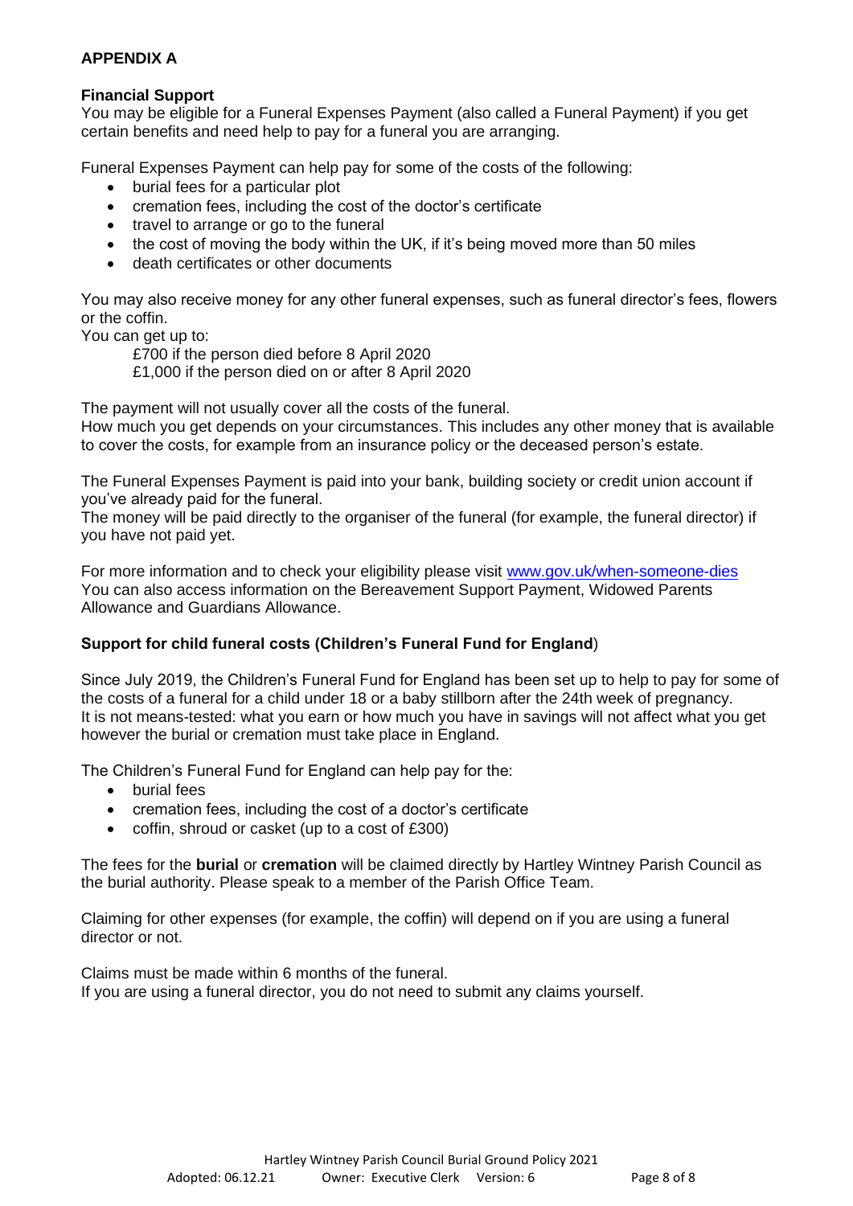**APPENDIX A**

**Financial Support**

You may be eligible for a Funeral Expenses Payment (also called a Funeral Payment) if you get certain benefits and need help to pay for a funeral you are arranging.

Funeral Expenses Payment can help pay for some of the costs of the following:

- burial fees for a particular plot
- cremation fees, including the cost of the doctor's certificate
- travel to arrange or go to the funeral
- the cost of moving the body within the UK, if it's being moved more than 50 miles
- death certificates or other documents

You may also receive money for any other funeral expenses, such as funeral director's fees, flowers or the coffin.

You can get up to:

£700 if the person died before 8 April 2020

£1,000 if the person died on or after 8 April 2020

The payment will not usually cover all the costs of the funeral.

How much you get depends on your circumstances. This includes any other money that is available to cover the costs, for example from an insurance policy or the deceased person's estate.

The Funeral Expenses Payment is paid into your bank, building society or credit union account if you've already paid for the funeral.

The money will be paid directly to the organiser of the funeral (for example, the funeral director) if you have not paid yet.

For more information and to check your eligibility please visit [www.gov.uk/when-someone-dies](http://www.gov.uk/when-someone-dies)

You can also access information on the Bereavement Support Payment, Widowed Parents Allowance and Guardians Allowance.

**Support for child funeral costs (Children's Funeral Fund for England**)

Since July 2019, the Children's Funeral Fund for England has been set up to help to pay for some of the costs of a funeral for a child under 18 or a baby stillborn after the 24th week of pregnancy.

It is not means-tested: what you earn or how much you have in savings will not affect what you get however the burial or cremation must take place in England.

The Children's Funeral Fund for England can help pay for the:

- burial fees
- cremation fees, including the cost of a doctor's certificate
- coffin, shroud or casket (up to a cost of £300)

The fees for the **burial** or **cremation** will be claimed directly by Hartley Wintney Parish Council as the burial authority. Please speak to a member of the Parish Office Team.

Claiming for other expenses (for example, the coffin) will depend on if you are using a funeral director or not.

Claims must be made within 6 months of the funeral.

If you are using a funeral director, you do not need to submit any claims yourself.